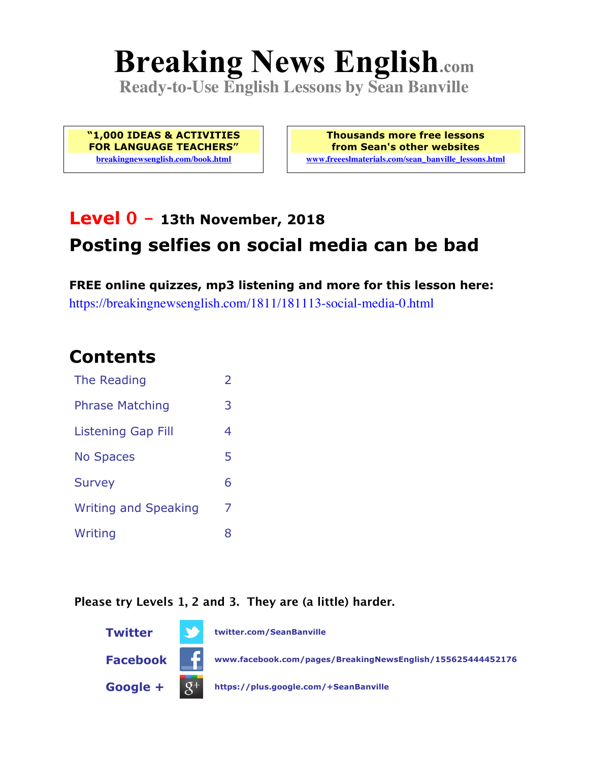# Breaking News English.com

**Ready-to-Use English Lessons by Sean Banville**

**"1,000 IDEAS & ACTIVITIES FOR LANGUAGE TEACHERS"**
breakingnewsenglish.com/book.html

**Thousands more free lessons from Sean's other websites**
www.freeeslmaterials.com/sean_banville_lessons.html

## Level 0 – 13th November, 2018

## Posting selfies on social media can be bad

**FREE online quizzes, mp3 listening and more for this lesson here:**
https://breakingnewsenglish.com/1811/181113-social-media-0.html

## Contents

| | |
|---|---|
| The Reading | 2 |
| Phrase Matching | 3 |
| Listening Gap Fill | 4 |
| No Spaces | 5 |
| Survey | 6 |
| Writing and Speaking | 7 |
| Writing | 8 |

**Please try Levels 1, 2 and 3. They are (a little) harder.**

**Twitter** twitter.com/SeanBanville

**Facebook** www.facebook.com/pages/BreakingNewsEnglish/155625444452176

**Google +** https://plus.google.com/+SeanBanville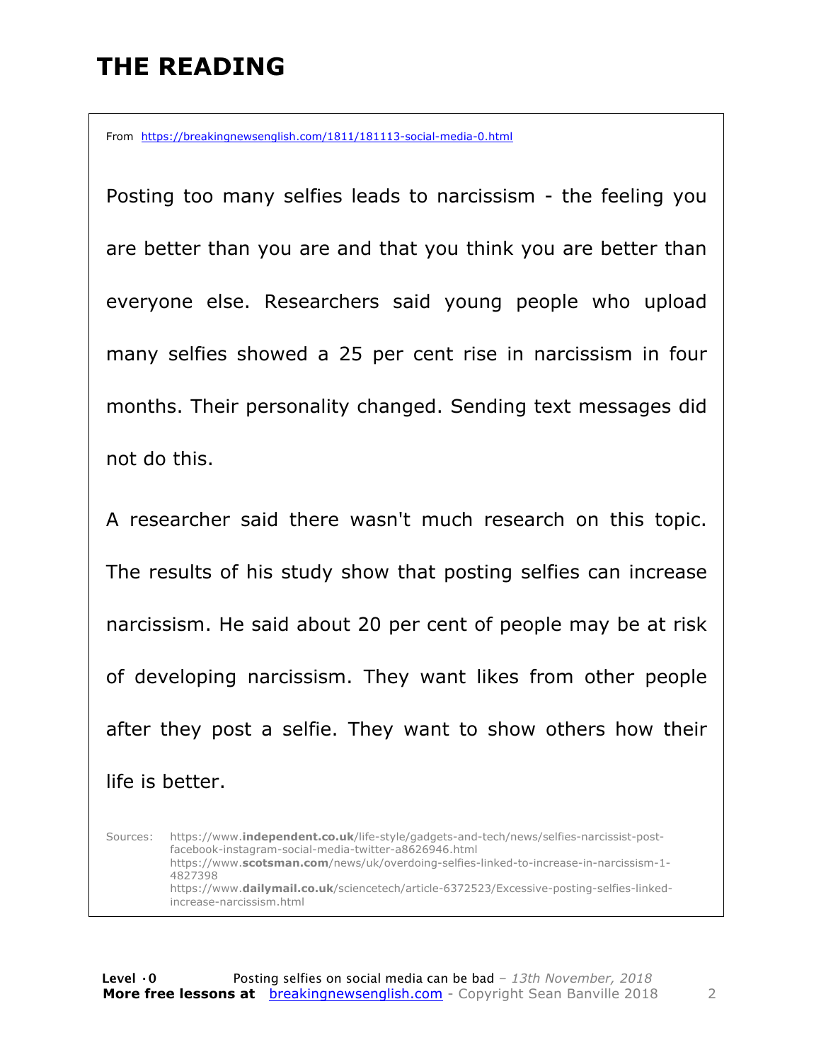# THE READING

From https://breakingnewsenglish.com/1811/181113-social-media-0.html

Posting too many selfies leads to narcissism - the feeling you are better than you are and that you think you are better than everyone else. Researchers said young people who upload many selfies showed a 25 per cent rise in narcissism in four months. Their personality changed. Sending text messages did not do this.

A researcher said there wasn't much research on this topic. The results of his study show that posting selfies can increase narcissism. He said about 20 per cent of people may be at risk of developing narcissism. They want likes from other people after they post a selfie. They want to show others how their life is better.

Sources:
https://www.**independent.co.uk**/life-style/gadgets-and-tech/news/selfies-narcissist-post-facebook-instagram-social-media-twitter-a8626946.html
https://www.**scotsman.com**/news/uk/overdoing-selfies-linked-to-increase-in-narcissism-1-4827398
https://www.**dailymail.co.uk**/sciencetech/article-6372523/Excessive-posting-selfies-linked-increase-narcissism.html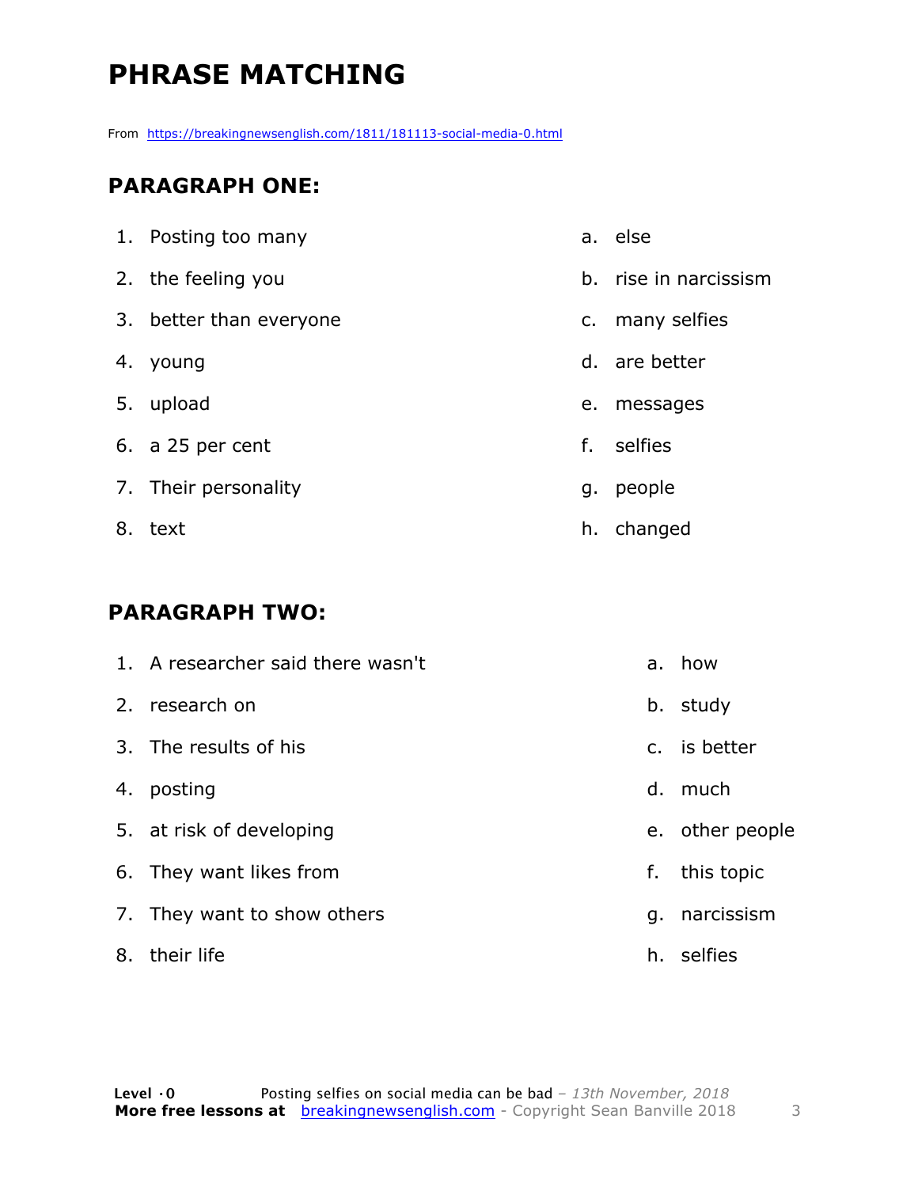# PHRASE MATCHING

From https://breakingnewsenglish.com/1811/181113-social-media-0.html

## PARAGRAPH ONE:

| | |
|---|---|
| 1. Posting too many | a. else |
| 2. the feeling you | b. rise in narcissism |
| 3. better than everyone | c. many selfies |
| 4. young | d. are better |
| 5. upload | e. messages |
| 6. a 25 per cent | f. selfies |
| 7. Their personality | g. people |
| 8. text | h. changed |

## PARAGRAPH TWO:

| | |
|---|---|
| 1. A researcher said there wasn't | a. how |
| 2. research on | b. study |
| 3. The results of his | c. is better |
| 4. posting | d. much |
| 5. at risk of developing | e. other people |
| 6. They want likes from | f. this topic |
| 7. They want to show others | g. narcissism |
| 8. their life | h. selfies |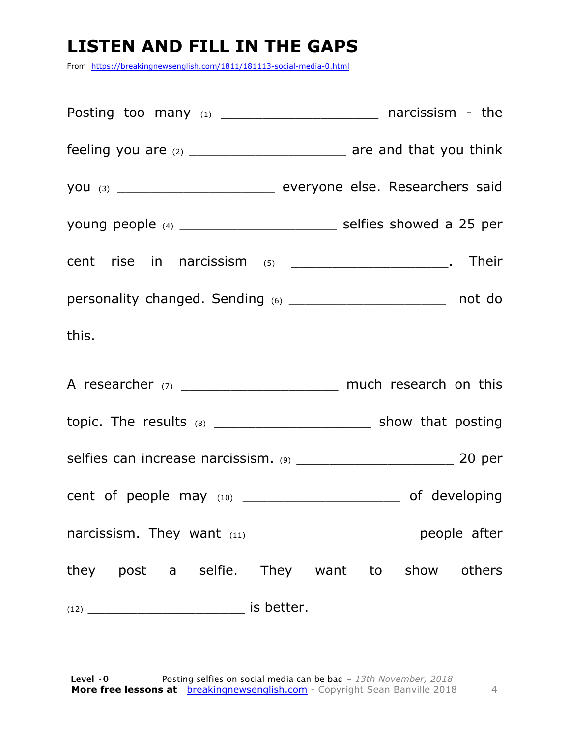# LISTEN AND FILL IN THE GAPS

From https://breakingnewsenglish.com/1811/181113-social-media-0.html

Posting too many (1) ___________________ narcissism - the feeling you are (2) ___________________ are and that you think you (3) ___________________ everyone else. Researchers said young people (4) ___________________ selfies showed a 25 per cent rise in narcissism (5) ___________________. Their personality changed. Sending (6) ___________________ not do this.

A researcher (7) ___________________ much research on this topic. The results (8) ___________________ show that posting selfies can increase narcissism. (9) ___________________ 20 per cent of people may (10) ___________________ of developing narcissism. They want (11) ___________________ people after they post a selfie. They want to show others (12) ___________________ is better.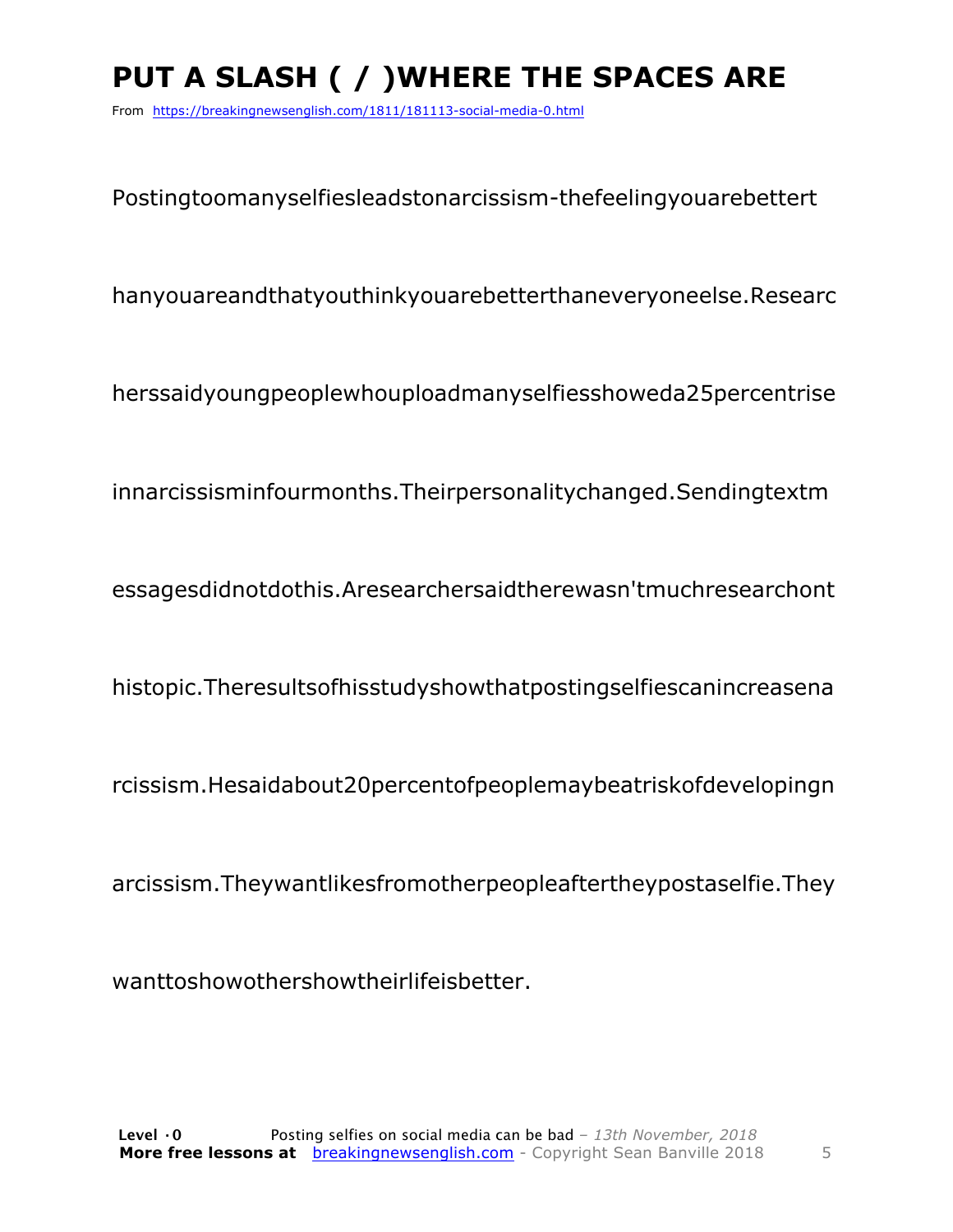# PUT A SLASH ( / )WHERE THE SPACES ARE

From https://breakingnewsenglish.com/1811/181113-social-media-0.html

Postingtoomanyselfiesleadstonarcissism-thefeelingyouarebettert

hanyouareandthatyouthinkyouarebetterthaneveryoneelse.Researc

herssaidyoungpeoplewhouploadmanyselfiesshoweda25percentrise

innarcissisminfourmonths.Theirpersonalitychanged.Sendingtextm

essagesdidnotdothis.Aresearchersaidtherewasn'tmuchresearchont

histopic.Theresultsofhisstudyshowthatpostingselfiescanincreasena

rcissism.Hesaidabout20percentofpeoplemaybeatriskofdevelopingn

arcissism.Theywantlikesfromotherpeopleaftertheypostaselfie.They

wanttoshowothershowtheirlifeisbetter.

**Level ·0** Posting selfies on social media can be bad – *13th November, 2018*
**More free lessons at** breakingnewsenglish.com - Copyright Sean Banville 2018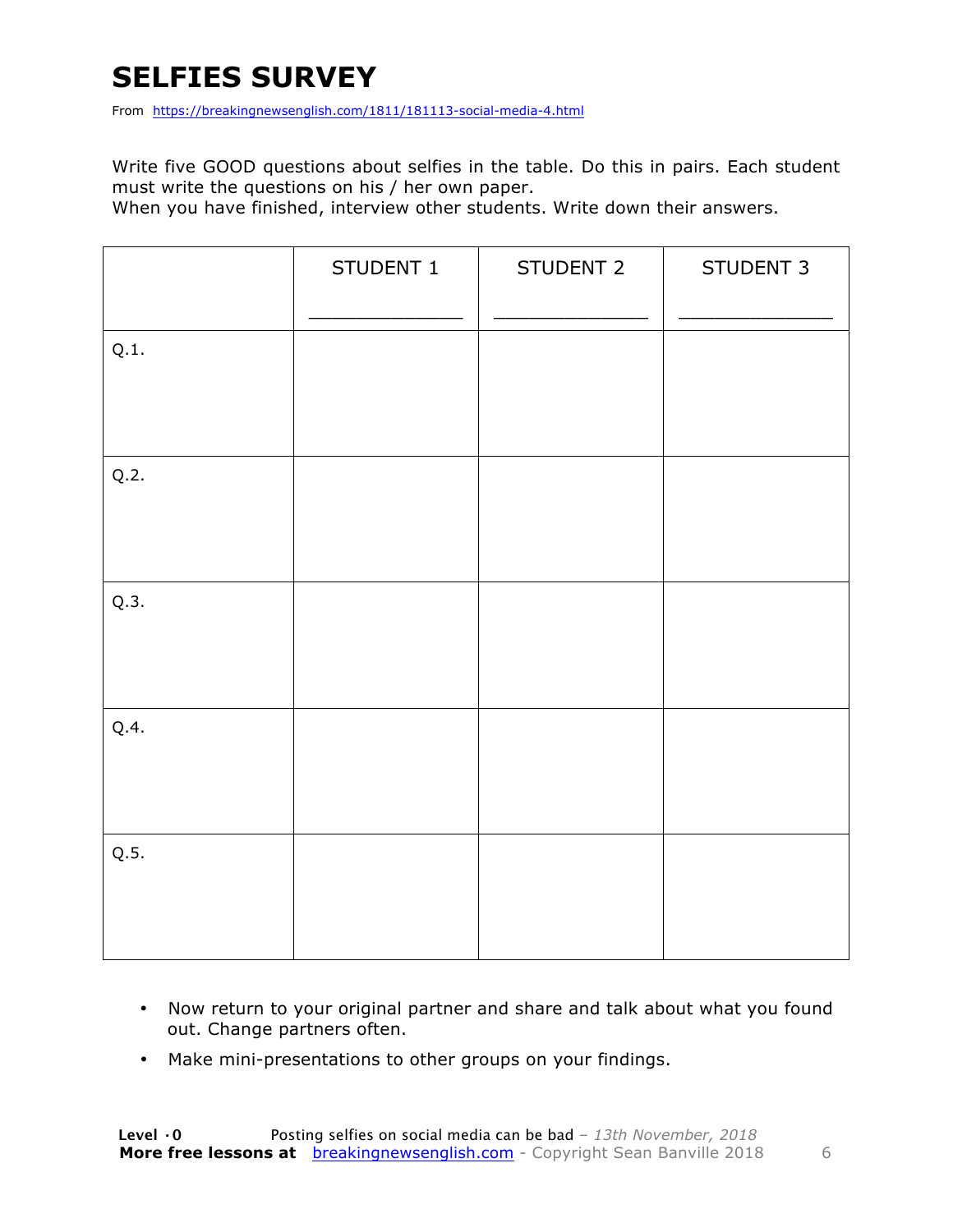# SELFIES SURVEY

From https://breakingnewsenglish.com/1811/181113-social-media-4.html

Write five GOOD questions about selfies in the table. Do this in pairs. Each student must write the questions on his / her own paper.
When you have finished, interview other students. Write down their answers.

| | STUDENT 1<br>_____________ | STUDENT 2<br>_____________ | STUDENT 3<br>_____________ |
|---|---|---|---|
| Q.1. | | | |
| Q.2. | | | |
| Q.3. | | | |
| Q.4. | | | |
| Q.5. | | | |

- Now return to your original partner and share and talk about what you found out. Change partners often.
- Make mini-presentations to other groups on your findings.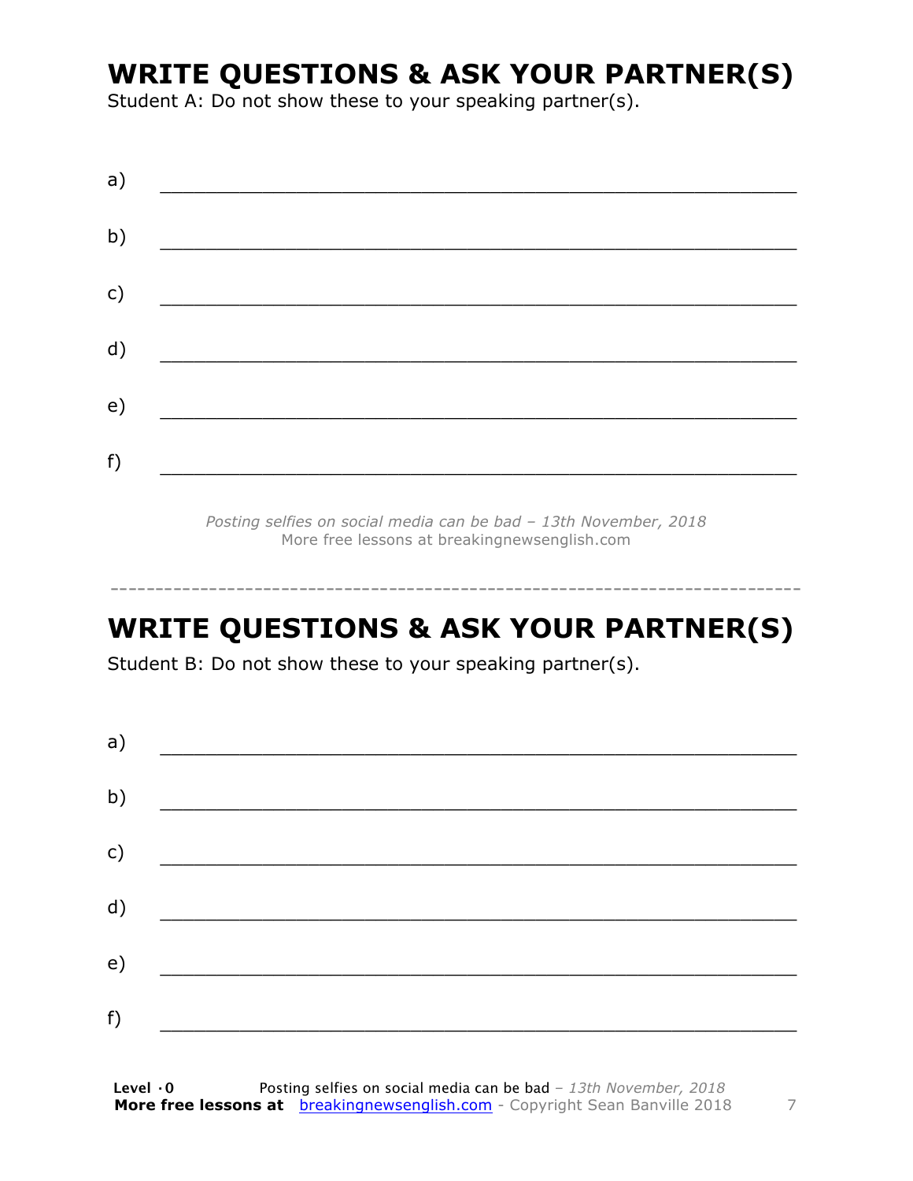## WRITE QUESTIONS & ASK YOUR PARTNER(S)

Student A: Do not show these to your speaking partner(s).

a) ___________________________________________________________

b) ___________________________________________________________

c) ___________________________________________________________

d) ___________________________________________________________

e) ___________________________________________________________

f) ___________________________________________________________

*Posting selfies on social media can be bad – 13th November, 2018*
More free lessons at breakingnewsenglish.com

---

## WRITE QUESTIONS & ASK YOUR PARTNER(S)

Student B: Do not show these to your speaking partner(s).

a) ___________________________________________________________

b) ___________________________________________________________

c) ___________________________________________________________

d) ___________________________________________________________

e) ___________________________________________________________

f) ___________________________________________________________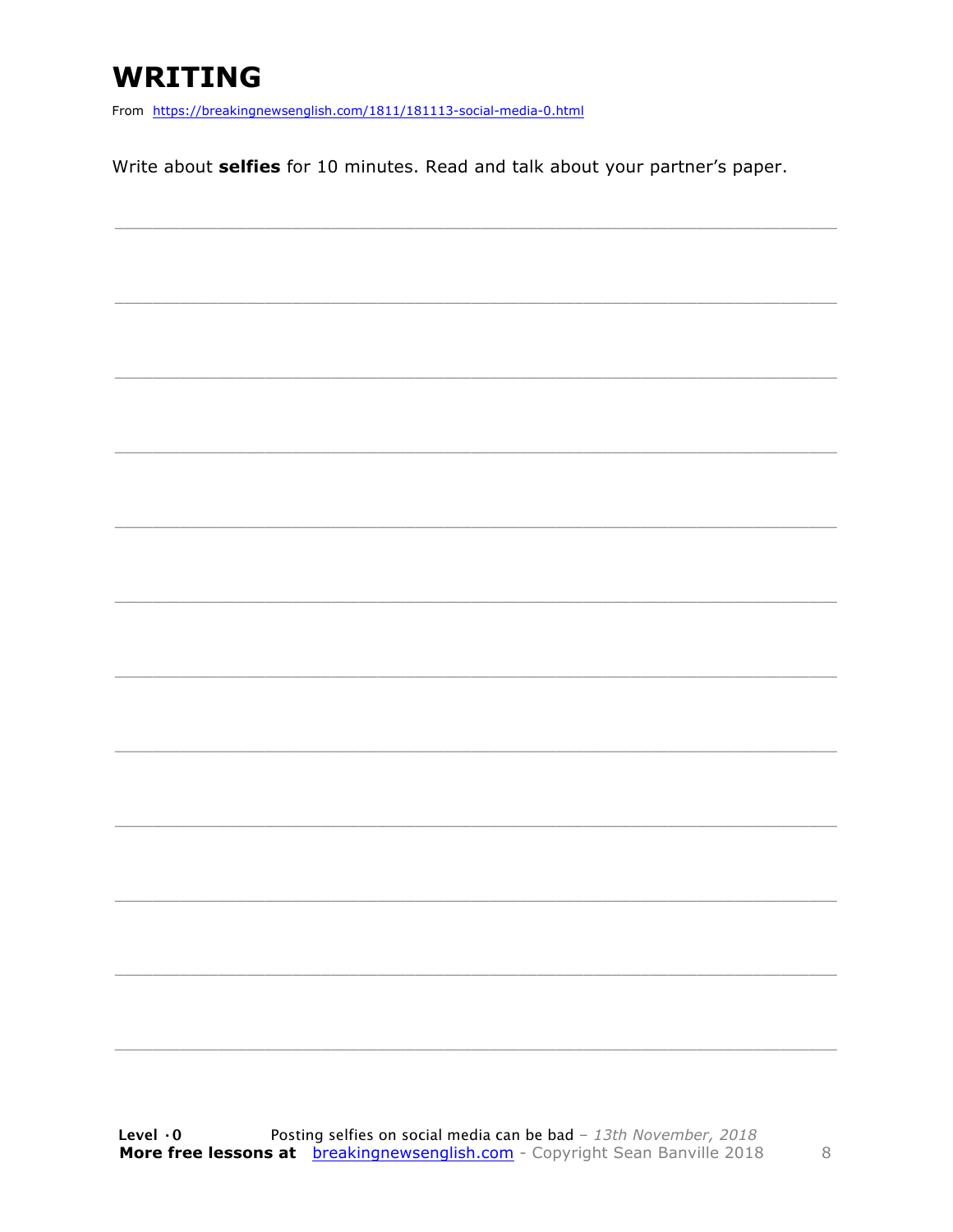# WRITING

From https://breakingnewsenglish.com/1811/181113-social-media-0.html

Write about **selfies** for 10 minutes. Read and talk about your partner's paper.

___________________________________________________________________________

___________________________________________________________________________

___________________________________________________________________________

___________________________________________________________________________

___________________________________________________________________________

___________________________________________________________________________

___________________________________________________________________________

___________________________________________________________________________

___________________________________________________________________________

___________________________________________________________________________

___________________________________________________________________________

___________________________________________________________________________